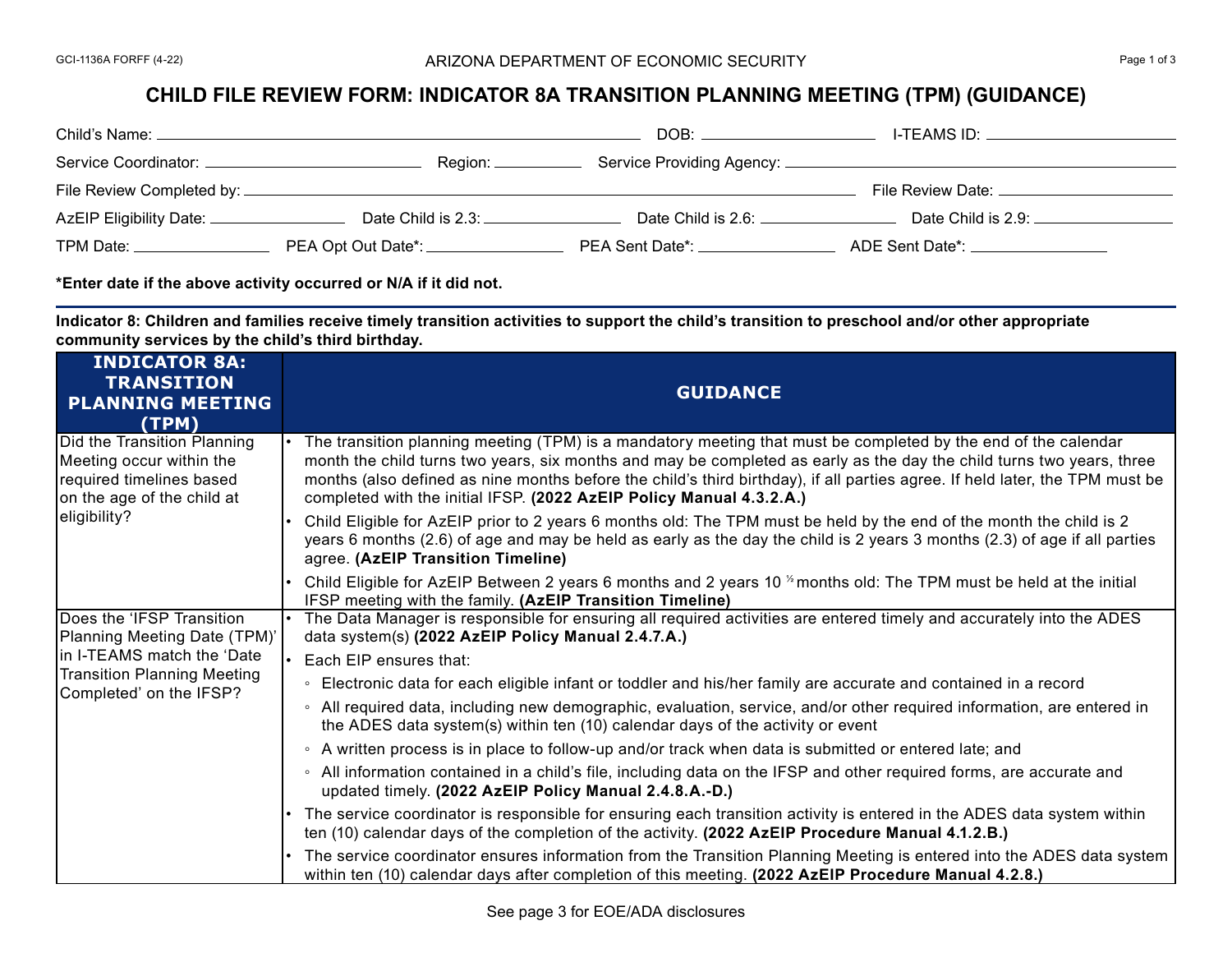GCI-1136A FORFF (4-22)

ARIZONA DEPARTMENT OF ECONOMIC SECURITY

# CHILD FILE REVIEW FORM: INDICATOR 8A TRANSITION PLANNING MEETING (TPM) (GUIDANCE)

Child's Name: ______________________ DOB: ____________ I-TEAMS ID: ____________

Service Coordinator: ______________ Region: ________ Service Providing Agency: ______________________

File Review Completed by: ______________________________ File Review Date: ____________

AzEIP Eligibility Date: __________ Date Child is 2.3: __________ Date Child is 2.6: __________ Date Child is 2.9: __________

TPM Date: __________ PEA Opt Out Date*: __________ PEA Sent Date*: __________ ADE Sent Date*: __________

**\*Enter date if the above activity occurred or N/A if it did not.**

**Indicator 8: Children and families receive timely transition activities to support the child's transition to preschool and/or other appropriate community services by the child's third birthday.**

| INDICATOR 8A: TRANSITION PLANNING MEETING (TPM) | GUIDANCE |
|---|---|
| Did the Transition Planning Meeting occur within the required timelines based on the age of the child at eligibility? | • The transition planning meeting (TPM) is a mandatory meeting that must be completed by the end of the calendar month the child turns two years, six months and may be completed as early as the day the child turns two years, three months (also defined as nine months before the child's third birthday), if all parties agree. If held later, the TPM must be completed with the initial IFSP. **(2022 AzEIP Policy Manual 4.3.2.A.)**<br>• Child Eligible for AzEIP prior to 2 years 6 months old: The TPM must be held by the end of the month the child is 2 years 6 months (2.6) of age and may be held as early as the day the child is 2 years 3 months (2.3) of age if all parties agree. **(AzEIP Transition Timeline)**<br>• Child Eligible for AzEIP Between 2 years 6 months and 2 years 10 ½ months old: The TPM must be held at the initial IFSP meeting with the family. **(AzEIP Transition Timeline)** |
| Does the 'IFSP Transition Planning Meeting Date (TPM)' in I-TEAMS match the 'Date Transition Planning Meeting Completed' on the IFSP? | • The Data Manager is responsible for ensuring all required activities are entered timely and accurately into the ADES data system(s) **(2022 AzEIP Policy Manual 2.4.7.A.)**<br>• Each EIP ensures that:<br>◦ Electronic data for each eligible infant or toddler and his/her family are accurate and contained in a record<br>◦ All required data, including new demographic, evaluation, service, and/or other required information, are entered in the ADES data system(s) within ten (10) calendar days of the activity or event<br>◦ A written process is in place to follow-up and/or track when data is submitted or entered late; and<br>◦ All information contained in a child's file, including data on the IFSP and other required forms, are accurate and updated timely. **(2022 AzEIP Policy Manual 2.4.8.A.-D.)**<br>• The service coordinator is responsible for ensuring each transition activity is entered in the ADES data system within ten (10) calendar days of the completion of the activity. **(2022 AzEIP Procedure Manual 4.1.2.B.)**<br>• The service coordinator ensures information from the Transition Planning Meeting is entered into the ADES data system within ten (10) calendar days after completion of this meeting. **(2022 AzEIP Procedure Manual 4.2.8.)** |

See page 3 for EOE/ADA disclosures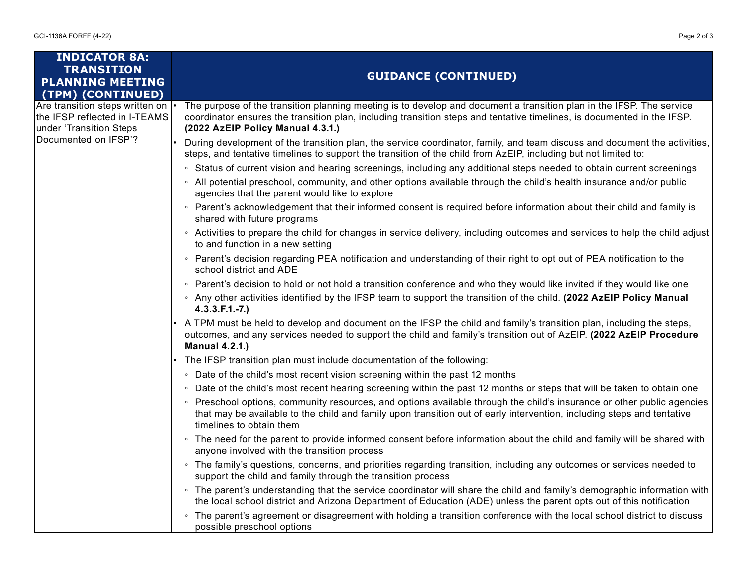| INDICATOR 8A: TRANSITION PLANNING MEETING (TPM) (CONTINUED) | GUIDANCE (CONTINUED) |
|---|---|
| Are transition steps written on the IFSP reflected in I-TEAMS under 'Transition Steps Documented on IFSP'? | • The purpose of the transition planning meeting is to develop and document a transition plan in the IFSP. The service coordinator ensures the transition plan, including transition steps and tentative timelines, is documented in the IFSP. **(2022 AzEIP Policy Manual 4.3.1.)**<br>• During development of the transition plan, the service coordinator, family, and team discuss and document the activities, steps, and tentative timelines to support the transition of the child from AzEIP, including but not limited to:<br>◦ Status of current vision and hearing screenings, including any additional steps needed to obtain current screenings<br>◦ All potential preschool, community, and other options available through the child's health insurance and/or public agencies that the parent would like to explore<br>◦ Parent's acknowledgement that their informed consent is required before information about their child and family is shared with future programs<br>◦ Activities to prepare the child for changes in service delivery, including outcomes and services to help the child adjust to and function in a new setting<br>◦ Parent's decision regarding PEA notification and understanding of their right to opt out of PEA notification to the school district and ADE<br>◦ Parent's decision to hold or not hold a transition conference and who they would like invited if they would like one<br>◦ Any other activities identified by the IFSP team to support the transition of the child. **(2022 AzEIP Policy Manual 4.3.3.F.1.-7.)**<br>• A TPM must be held to develop and document on the IFSP the child and family's transition plan, including the steps, outcomes, and any services needed to support the child and family's transition out of AzEIP. **(2022 AzEIP Procedure Manual 4.2.1.)**<br>• The IFSP transition plan must include documentation of the following:<br>◦ Date of the child's most recent vision screening within the past 12 months<br>◦ Date of the child's most recent hearing screening within the past 12 months or steps that will be taken to obtain one<br>◦ Preschool options, community resources, and options available through the child's insurance or other public agencies that may be available to the child and family upon transition out of early intervention, including steps and tentative timelines to obtain them<br>◦ The need for the parent to provide informed consent before information about the child and family will be shared with anyone involved with the transition process<br>◦ The family's questions, concerns, and priorities regarding transition, including any outcomes or services needed to support the child and family through the transition process<br>◦ The parent's understanding that the service coordinator will share the child and family's demographic information with the local school district and Arizona Department of Education (ADE) unless the parent opts out of this notification<br>◦ The parent's agreement or disagreement with holding a transition conference with the local school district to discuss possible preschool options |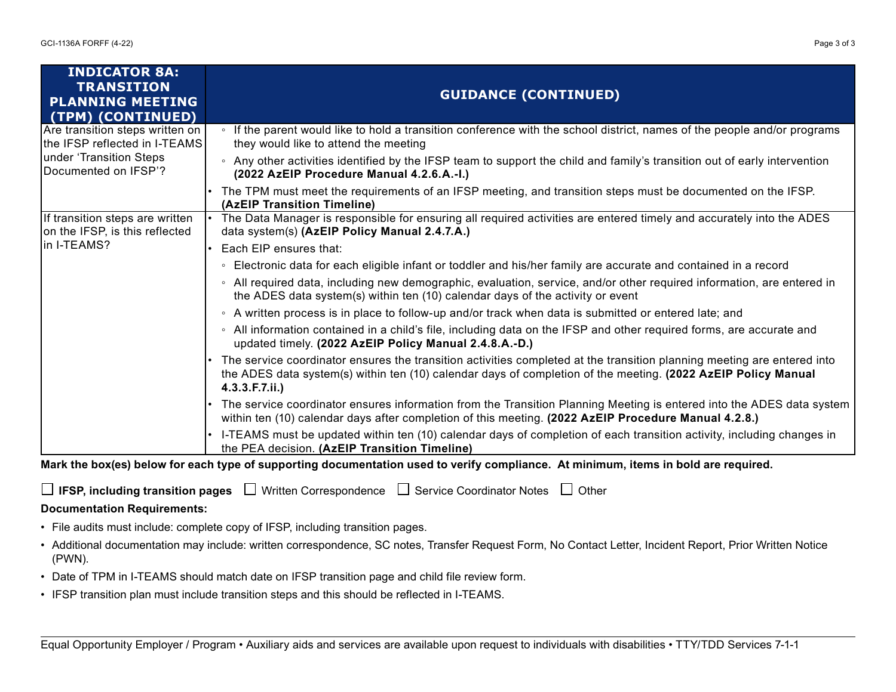| INDICATOR 8A: TRANSITION PLANNING MEETING (TPM) (CONTINUED) | GUIDANCE (CONTINUED) |
|---|---|
| Are transition steps written on the IFSP reflected in I-TEAMS under 'Transition Steps Documented on IFSP'? | ◦ If the parent would like to hold a transition conference with the school district, names of the people and/or programs they would like to attend the meeting<br>◦ Any other activities identified by the IFSP team to support the child and family's transition out of early intervention **(2022 AzEIP Procedure Manual 4.2.6.A.-I.)**<br>• The TPM must meet the requirements of an IFSP meeting, and transition steps must be documented on the IFSP. **(AzEIP Transition Timeline)** |
| If transition steps are written on the IFSP, is this reflected in I-TEAMS? | • The Data Manager is responsible for ensuring all required activities are entered timely and accurately into the ADES data system(s) **(AzEIP Policy Manual 2.4.7.A.)**<br>• Each EIP ensures that:<br>◦ Electronic data for each eligible infant or toddler and his/her family are accurate and contained in a record<br>◦ All required data, including new demographic, evaluation, service, and/or other required information, are entered in the ADES data system(s) within ten (10) calendar days of the activity or event<br>◦ A written process is in place to follow-up and/or track when data is submitted or entered late; and<br>◦ All information contained in a child's file, including data on the IFSP and other required forms, are accurate and updated timely. **(2022 AzEIP Policy Manual 2.4.8.A.-D.)**<br>• The service coordinator ensures the transition activities completed at the transition planning meeting are entered into the ADES data system(s) within ten (10) calendar days of completion of the meeting. **(2022 AzEIP Policy Manual 4.3.3.F.7.ii.)**<br>• The service coordinator ensures information from the Transition Planning Meeting is entered into the ADES data system within ten (10) calendar days after completion of this meeting. **(2022 AzEIP Procedure Manual 4.2.8.)**<br>• I-TEAMS must be updated within ten (10) calendar days of completion of each transition activity, including changes in the PEA decision. **(AzEIP Transition Timeline)** |

**Mark the box(es) below for each type of supporting documentation used to verify compliance. At minimum, items in bold are required.**

☐ **IFSP, including transition pages** ☐ Written Correspondence ☐ Service Coordinator Notes ☐ Other

**Documentation Requirements:**

- File audits must include: complete copy of IFSP, including transition pages.
- Additional documentation may include: written correspondence, SC notes, Transfer Request Form, No Contact Letter, Incident Report, Prior Written Notice (PWN).
- Date of TPM in I-TEAMS should match date on IFSP transition page and child file review form.
- IFSP transition plan must include transition steps and this should be reflected in I-TEAMS.

Equal Opportunity Employer / Program • Auxiliary aids and services are available upon request to individuals with disabilities • TTY/TDD Services 7-1-1